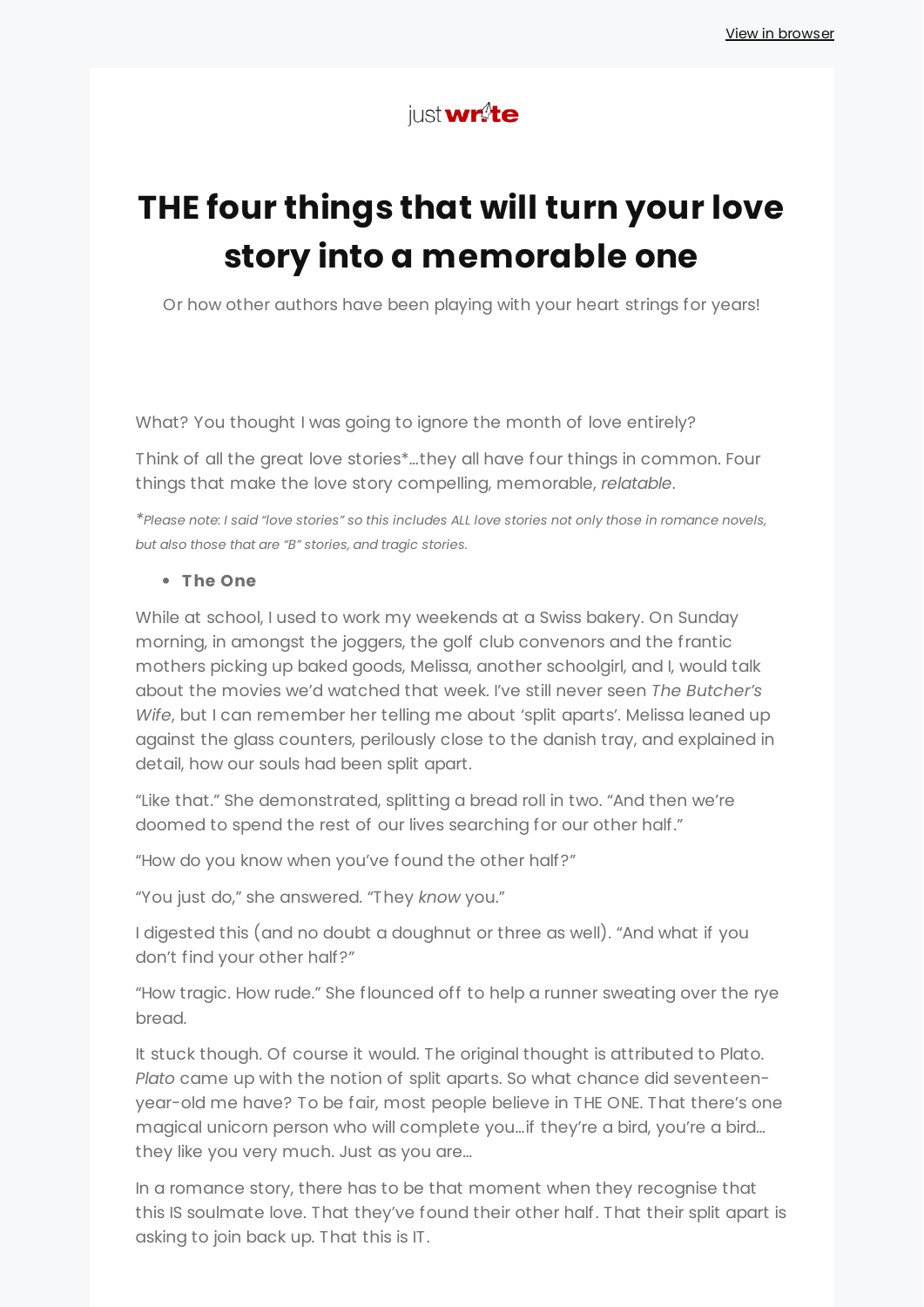View in browser

justwrite

# THE four things that will turn your love story into a memorable one

Or how other authors have been playing with your heart strings for years!

What? You thought I was going to ignore the month of love entirely?

Think of all the great love stories*...they all have four things in common. Four things that make the love story compelling, memorable, *relatable*.

**Please note: I said "love stories" so this includes ALL love stories not only those in romance novels, but also those that are "B" stories, and tragic stories.*

- **The One**

While at school, I used to work my weekends at a Swiss bakery. On Sunday morning, in amongst the joggers, the golf club convenors and the frantic mothers picking up baked goods, Melissa, another schoolgirl, and I, would talk about the movies we'd watched that week. I've still never seen *The Butcher's Wife*, but I can remember her telling me about 'split aparts'. Melissa leaned up against the glass counters, perilously close to the danish tray, and explained in detail, how our souls had been split apart.

"Like that." She demonstrated, splitting a bread roll in two. "And then we're doomed to spend the rest of our lives searching for our other half."

"How do you know when you've found the other half?"

"You just do," she answered. "They *know* you."

I digested this (and no doubt a doughnut or three as well). "And what if you don't find your other half?"

"How tragic. How rude." She flounced off to help a runner sweating over the rye bread.

It stuck though. Of course it would. The original thought is attributed to Plato. *Plato* came up with the notion of split aparts. So what chance did seventeen-year-old me have? To be fair, most people believe in THE ONE. That there's one magical unicorn person who will complete you...if they're a bird, you're a bird... they like you very much. Just as you are...

In a romance story, there has to be that moment when they recognise that this IS soulmate love. That they've found their other half. That their split apart is asking to join back up. That this is IT.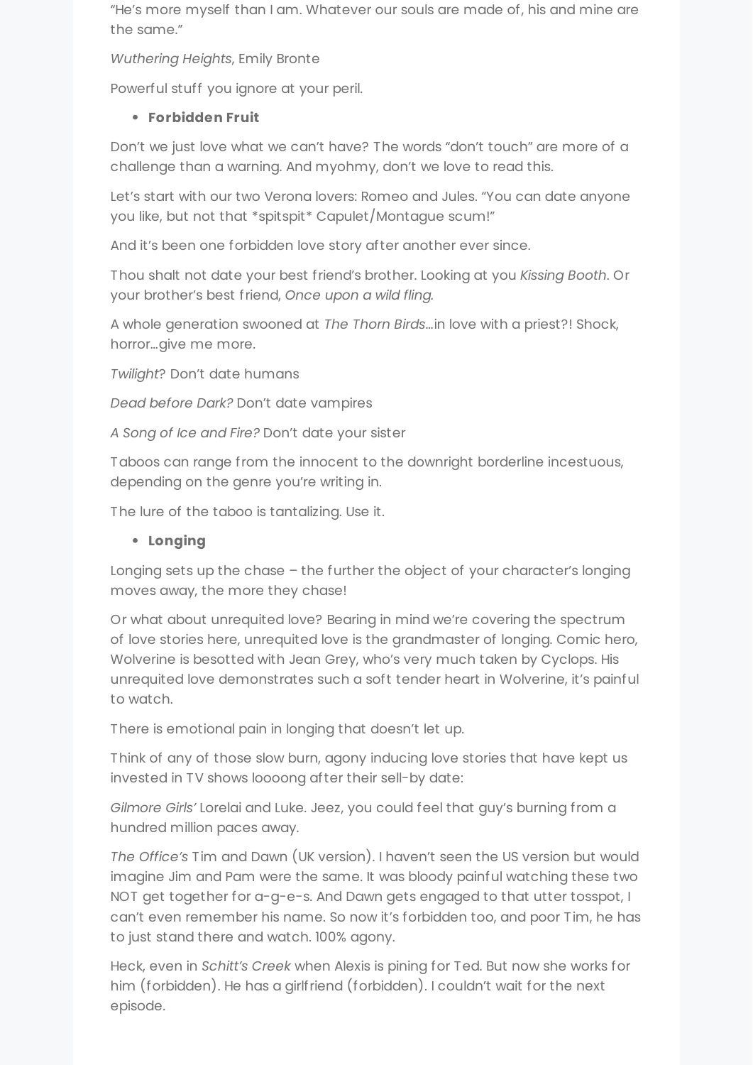"He's more myself than I am. Whatever our souls are made of, his and mine are the same."

*Wuthering Heights*, Emily Bronte

Powerful stuff you ignore at your peril.

- **Forbidden Fruit**

Don't we just love what we can't have? The words "don't touch" are more of a challenge than a warning. And myohmy, don't we love to read this.

Let's start with our two Verona lovers: Romeo and Jules. "You can date anyone you like, but not that *spitspit* Capulet/Montague scum!"

And it's been one forbidden love story after another ever since.

Thou shalt not date your best friend's brother. Looking at you *Kissing Booth*. Or your brother's best friend, *Once upon a wild fling.*

A whole generation swooned at *The Thorn Birds*…in love with a priest?! Shock, horror…give me more.

*Twilight*? Don't date humans

*Dead before Dark?* Don't date vampires

*A Song of Ice and Fire?* Don't date your sister

Taboos can range from the innocent to the downright borderline incestuous, depending on the genre you're writing in.

The lure of the taboo is tantalizing. Use it.

- **Longing**

Longing sets up the chase – the further the object of your character's longing moves away, the more they chase!

Or what about unrequited love? Bearing in mind we're covering the spectrum of love stories here, unrequited love is the grandmaster of longing. Comic hero, Wolverine is besotted with Jean Grey, who's very much taken by Cyclops. His unrequited love demonstrates such a soft tender heart in Wolverine, it's painful to watch.

There is emotional pain in longing that doesn't let up.

Think of any of those slow burn, agony inducing love stories that have kept us invested in TV shows loooong after their sell-by date:

*Gilmore Girls'* Lorelai and Luke. Jeez, you could feel that guy's burning from a hundred million paces away.

*The Office's* Tim and Dawn (UK version). I haven't seen the US version but would imagine Jim and Pam were the same. It was bloody painful watching these two NOT get together for a-g-e-s. And Dawn gets engaged to that utter tosspot, I can't even remember his name. So now it's forbidden too, and poor Tim, he has to just stand there and watch. 100% agony.

Heck, even in *Schitt's Creek* when Alexis is pining for Ted. But now she works for him (forbidden). He has a girlfriend (forbidden). I couldn't wait for the next episode.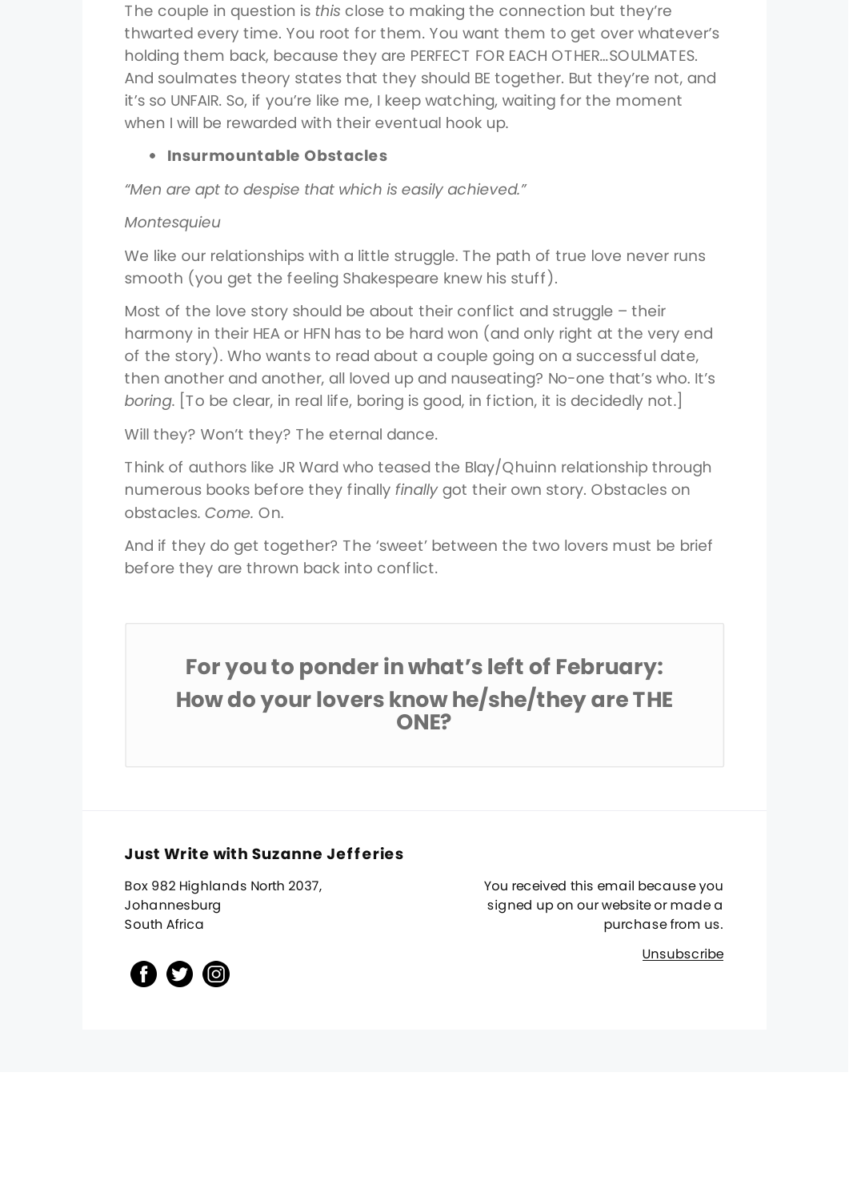The couple in question is *this* close to making the connection but they're thwarted every time. You root for them. You want them to get over whatever's holding them back, because they are PERFECT FOR EACH OTHER…SOULMATES. And soulmates theory states that they should BE together. But they're not, and it's so UNFAIR. So, if you're like me, I keep watching, waiting for the moment when I will be rewarded with their eventual hook up.

- **Insurmountable Obstacles**

*"Men are apt to despise that which is easily achieved."*

*Montesquieu*

We like our relationships with a little struggle. The path of true love never runs smooth (you get the feeling Shakespeare knew his stuff).

Most of the love story should be about their conflict and struggle – their harmony in their HEA or HFN has to be hard won (and only right at the very end of the story). Who wants to read about a couple going on a successful date, then another and another, all loved up and nauseating? No-one that's who. It's *boring*. [To be clear, in real life, boring is good, in fiction, it is decidedly not.]

Will they? Won't they? The eternal dance.

Think of authors like JR Ward who teased the Blay/Qhuinn relationship through numerous books before they finally *finally* got their own story. Obstacles on obstacles. *Come.* On.

And if they do get together? The 'sweet' between the two lovers must be brief before they are thrown back into conflict.

**For you to ponder in what's left of February:**
**How do your lovers know he/she/they are THE ONE?**

**Just Write with Suzanne Jefferies**

Box 982 Highlands North 2037,
Johannesburg
South Africa

You received this email because you signed up on our website or made a purchase from us.

Unsubscribe